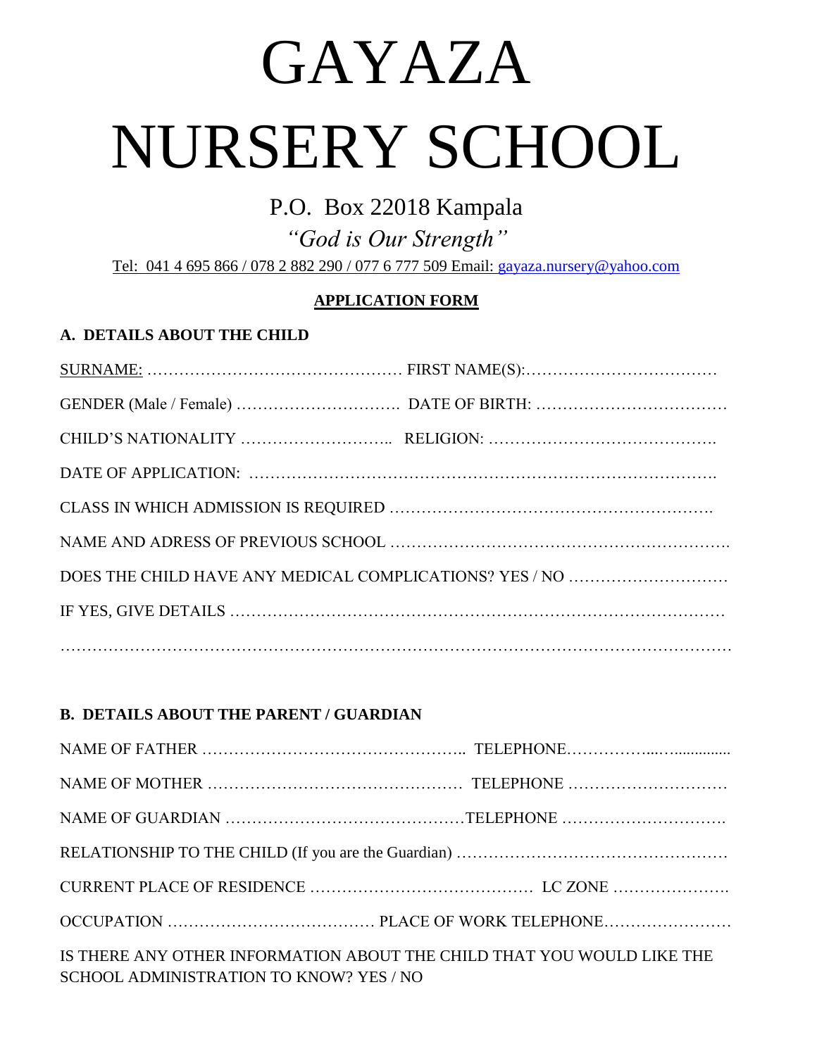# GAYAZA NURSERY SCHOOL

P.O. Box 22018 Kampala

*"God is Our Strength"*

Tel: 041 4 695 866 / 078 2 882 290 / 077 6 777 509 Email: gayaza.nursery@yahoo.com

## APPLICATION FORM

### A. DETAILS ABOUT THE CHILD

SURNAME: ………………………………………… FIRST NAME(S):………………………………

GENDER (Male / Female) …………………………. DATE OF BIRTH: ………………………………

CHILD'S NATIONALITY ……………………….. RELIGION: …………………………………….

DATE OF APPLICATION: ……………………………………………………………………….

CLASS IN WHICH ADMISSION IS REQUIRED …………………………………………………….

NAME AND ADRESS OF PREVIOUS SCHOOL …………………………………………………….

DOES THE CHILD HAVE ANY MEDICAL COMPLICATIONS? YES / NO …………………………

IF YES, GIVE DETAILS ……………………………………………………………………………

……………………………………………………………………………………………………………

### B. DETAILS ABOUT THE PARENT / GUARDIAN

NAME OF FATHER ………………………………………….. TELEPHONE……………..….............

NAME OF MOTHER ………………………………………… TELEPHONE …………………………

NAME OF GUARDIAN ………………………………………TELEPHONE ………………………….

RELATIONSHIP TO THE CHILD (If you are the Guardian) ……………………………………………

CURRENT PLACE OF RESIDENCE …………………………………… LC ZONE ………………….

OCCUPATION ………………………………… PLACE OF WORK TELEPHONE…………………..

IS THERE ANY OTHER INFORMATION ABOUT THE CHILD THAT YOU WOULD LIKE THE SCHOOL ADMINISTRATION TO KNOW? YES / NO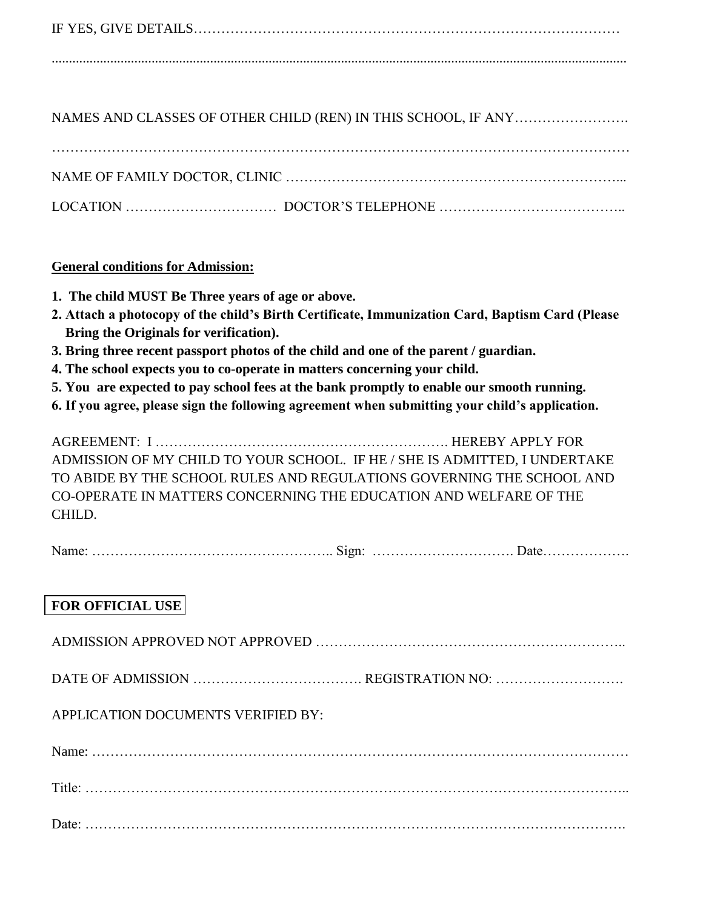IF YES, GIVE DETAILS…………………………………………………………………………………

..........................................................................................................................................................

NAMES AND CLASSES OF OTHER CHILD (REN) IN THIS SCHOOL, IF ANY…………………….

……………………………………………………………………………………………………………

NAME OF FAMILY DOCTOR, CLINIC ………………………………………………………………...

LOCATION …………………………… DOCTOR'S TELEPHONE …………………………………..

**General conditions for Admission:**

**1. The child MUST Be Three years of age or above.**
**2. Attach a photocopy of the child's Birth Certificate, Immunization Card, Baptism Card (Please Bring the Originals for verification).**
**3. Bring three recent passport photos of the child and one of the parent / guardian.**
**4. The school expects you to co-operate in matters concerning your child.**
**5. You are expected to pay school fees at the bank promptly to enable our smooth running.**
**6. If you agree, please sign the following agreement when submitting your child's application.**

AGREEMENT: I ………………………………………………………. HEREBY APPLY FOR ADMISSION OF MY CHILD TO YOUR SCHOOL. IF HE / SHE IS ADMITTED, I UNDERTAKE TO ABIDE BY THE SCHOOL RULES AND REGULATIONS GOVERNING THE SCHOOL AND CO-OPERATE IN MATTERS CONCERNING THE EDUCATION AND WELFARE OF THE CHILD.

Name: …………………………………………….. Sign: …………………………. Date……………….

**FOR OFFICIAL USE**

ADMISSION APPROVED NOT APPROVED ………………………………………………………..

DATE OF ADMISSION ………………………………. REGISTRATION NO: ……………………….

APPLICATION DOCUMENTS VERIFIED BY:

Name: ………………………………………………………………………………………………………

Title: ……………………………………………………………………………………………………..

Date: …………………………………………………………………………………………………….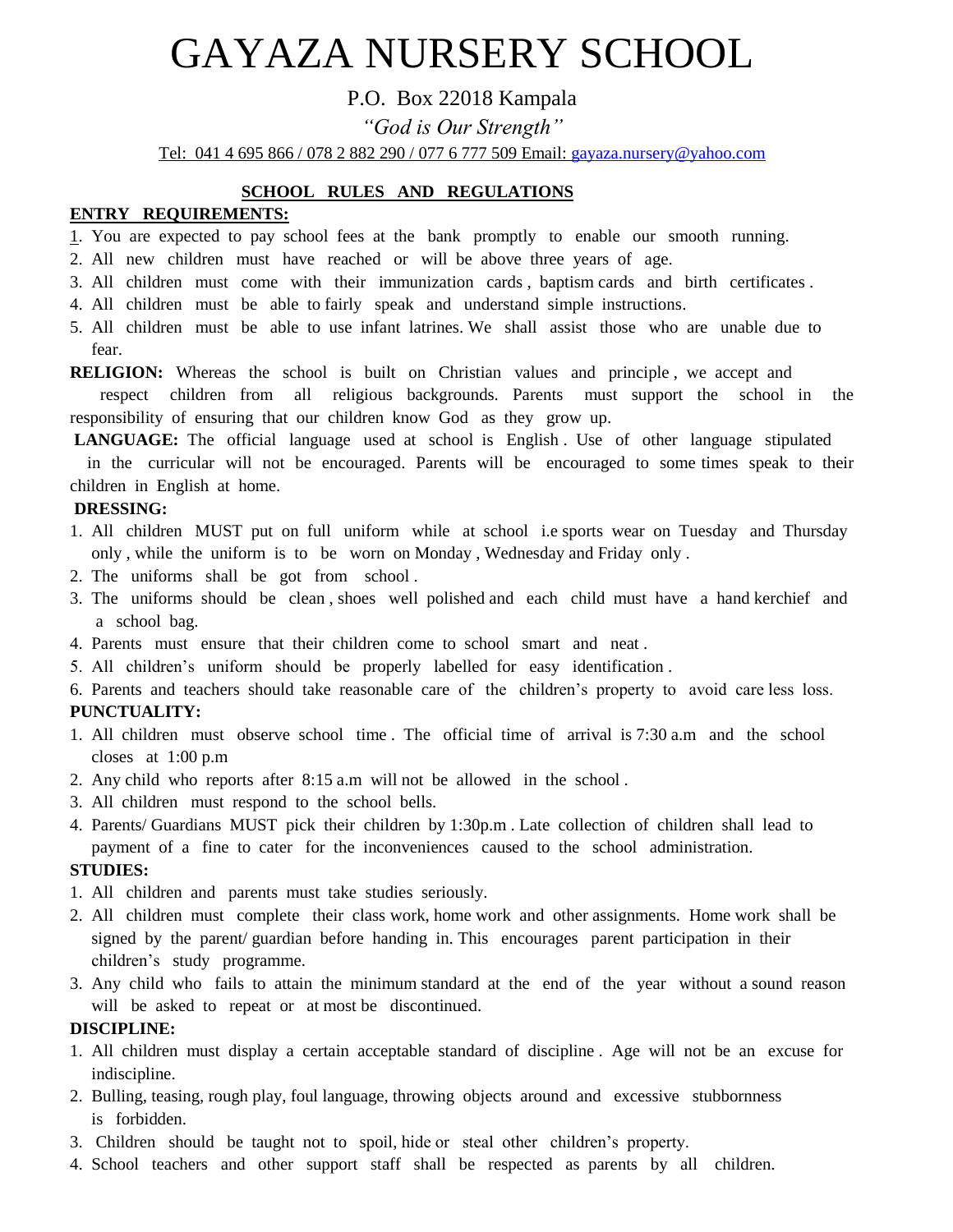# GAYAZA NURSERY SCHOOL

P.O. Box 22018 Kampala

*"God is Our Strength"*

Tel: 041 4 695 866 / 078 2 882 290 / 077 6 777 509 Email: gayaza.nursery@yahoo.com

## SCHOOL RULES AND REGULATIONS

### ENTRY REQUIREMENTS:

1. You are expected to pay school fees at the bank promptly to enable our smooth running.
2. All new children must have reached or will be above three years of age.
3. All children must come with their immunization cards , baptism cards and birth certificates .
4. All children must be able to fairly speak and understand simple instructions.
5. All children must be able to use infant latrines. We shall assist those who are unable due to fear.

**RELIGION:** Whereas the school is built on Christian values and principle , we accept and respect children from all religious backgrounds. Parents must support the school in the responsibility of ensuring that our children know God as they grow up.

**LANGUAGE:** The official language used at school is English . Use of other language stipulated in the curricular will not be encouraged. Parents will be encouraged to some times speak to their children in English at home.

### DRESSING:

1. All children MUST put on full uniform while at school i.e sports wear on Tuesday and Thursday only , while the uniform is to be worn on Monday , Wednesday and Friday only .
2. The uniforms shall be got from school .
3. The uniforms should be clean , shoes well polished and each child must have a hand kerchief and a school bag.
4. Parents must ensure that their children come to school smart and neat .
5. All children's uniform should be properly labelled for easy identification .
6. Parents and teachers should take reasonable care of the children's property to avoid care less loss.

### PUNCTUALITY:

1. All children must observe school time . The official time of arrival is 7:30 a.m and the school closes at 1:00 p.m
2. Any child who reports after 8:15 a.m will not be allowed in the school .
3. All children must respond to the school bells.
4. Parents/ Guardians MUST pick their children by 1:30p.m . Late collection of children shall lead to payment of a fine to cater for the inconveniences caused to the school administration.

### STUDIES:

1. All children and parents must take studies seriously.
2. All children must complete their class work, home work and other assignments. Home work shall be signed by the parent/ guardian before handing in. This encourages parent participation in their children's study programme.
3. Any child who fails to attain the minimum standard at the end of the year without a sound reason will be asked to repeat or at most be discontinued.

### DISCIPLINE:

1. All children must display a certain acceptable standard of discipline . Age will not be an excuse for indiscipline.
2. Bulling, teasing, rough play, foul language, throwing objects around and excessive stubbornness is forbidden.
3. Children should be taught not to spoil, hide or steal other children's property.
4. School teachers and other support staff shall be respected as parents by all children.